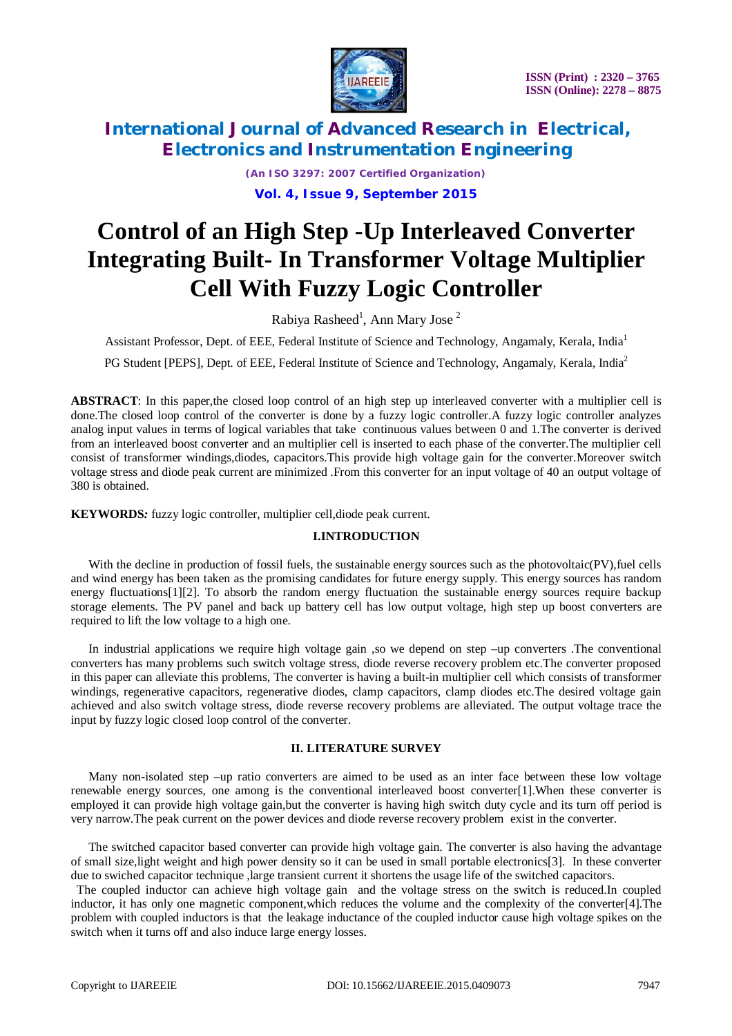# Control of an High Step -Up Interleaved Converter Integrating Built- In Transformer Voltage Multiplier Cell With Fuzzy Logic Controller

Rabiya Rasheed[1], Ann Mary Jose [2]

Assistant Professor, Dept. of EEE, Federal Institute of Science and Technology, Angamaly, Kerala, India[1]

PG Student [PEPS], Dept. of EEE, Federal Institute of Science and Technology, Angamaly, Kerala, India[2]

**ABSTRACT**: In this paper,the closed loop control of an high step up interleaved converter with a multiplier cell is done.The closed loop control of the converter is done by a fuzzy logic controller.A fuzzy logic controller analyzes analog input values in terms of logical variables that take continuous values between 0 and 1.The converter is derived from an interleaved boost converter and an multiplier cell is inserted to each phase of the converter.The multiplier cell consist of transformer windings,diodes, capacitors.This provide high voltage gain for the converter.Moreover switch voltage stress and diode peak current are minimized .From this converter for an input voltage of 40 an output voltage of 380 is obtained.

**KEYWORDS***:* fuzzy logic controller, multiplier cell,diode peak current.

## I.INTRODUCTION

With the decline in production of fossil fuels, the sustainable energy sources such as the photovoltaic(PV),fuel cells and wind energy has been taken as the promising candidates for future energy supply. This energy sources has random energy fluctuations[1][2]. To absorb the random energy fluctuation the sustainable energy sources require backup storage elements. The PV panel and back up battery cell has low output voltage, high step up boost converters are required to lift the low voltage to a high one.

In industrial applications we require high voltage gain ,so we depend on step –up converters .The conventional converters has many problems such switch voltage stress, diode reverse recovery problem etc.The converter proposed in this paper can alleviate this problems, The converter is having a built-in multiplier cell which consists of transformer windings, regenerative capacitors, regenerative diodes, clamp capacitors, clamp diodes etc.The desired voltage gain achieved and also switch voltage stress, diode reverse recovery problems are alleviated. The output voltage trace the input by fuzzy logic closed loop control of the converter.

## II. LITERATURE SURVEY

Many non-isolated step –up ratio converters are aimed to be used as an inter face between these low voltage renewable energy sources, one among is the conventional interleaved boost converter[1].When these converter is employed it can provide high voltage gain,but the converter is having high switch duty cycle and its turn off period is very narrow.The peak current on the power devices and diode reverse recovery problem exist in the converter.

The switched capacitor based converter can provide high voltage gain. The converter is also having the advantage of small size,light weight and high power density so it can be used in small portable electronics[3]. In these converter due to swiched capacitor technique ,large transient current it shortens the usage life of the switched capacitors.

The coupled inductor can achieve high voltage gain and the voltage stress on the switch is reduced.In coupled inductor, it has only one magnetic component,which reduces the volume and the complexity of the converter[4].The problem with coupled inductors is that the leakage inductance of the coupled inductor cause high voltage spikes on the switch when it turns off and also induce large energy losses.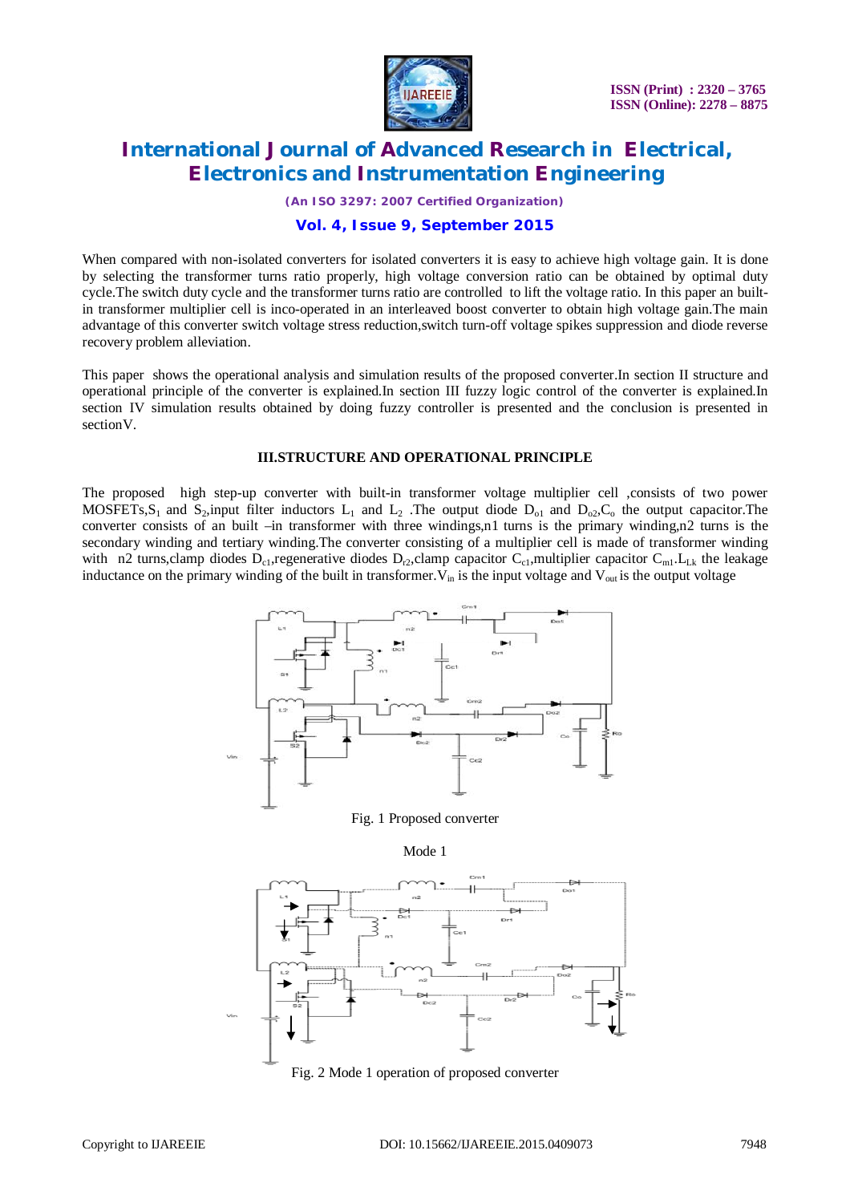When compared with non-isolated converters for isolated converters it is easy to achieve high voltage gain. It is done by selecting the transformer turns ratio properly, high voltage conversion ratio can be obtained by optimal duty cycle.The switch duty cycle and the transformer turns ratio are controlled to lift the voltage ratio. In this paper an built-in transformer multiplier cell is inco-operated in an interleaved boost converter to obtain high voltage gain.The main advantage of this converter switch voltage stress reduction,switch turn-off voltage spikes suppression and diode reverse recovery problem alleviation.

This paper shows the operational analysis and simulation results of the proposed converter.In section II structure and operational principle of the converter is explained.In section III fuzzy logic control of the converter is explained.In section IV simulation results obtained by doing fuzzy controller is presented and the conclusion is presented in sectionV.

## III.STRUCTURE AND OPERATIONAL PRINCIPLE

The proposed high step-up converter with built-in transformer voltage multiplier cell ,consists of two power MOSFETs,$S_1$ and $S_2$,input filter inductors $L_1$ and $L_2$ .The output diode $D_{o1}$ and $D_{o2}$,$C_o$ the output capacitor.The converter consists of an built –in transformer with three windings,n1 turns is the primary winding,n2 turns is the secondary winding and tertiary winding.The converter consisting of a multiplier cell is made of transformer winding with n2 turns,clamp diodes $D_{c1}$,regenerative diodes $D_{r2}$,clamp capacitor $C_{c1}$,multiplier capacitor $C_{m1}$.$L_{Lk}$ the leakage inductance on the primary winding of the built in transformer.$V_{in}$ is the input voltage and $V_{out}$ is the output voltage

Fig. 1 Proposed converter

Mode 1

Fig. 2 Mode 1 operation of proposed converter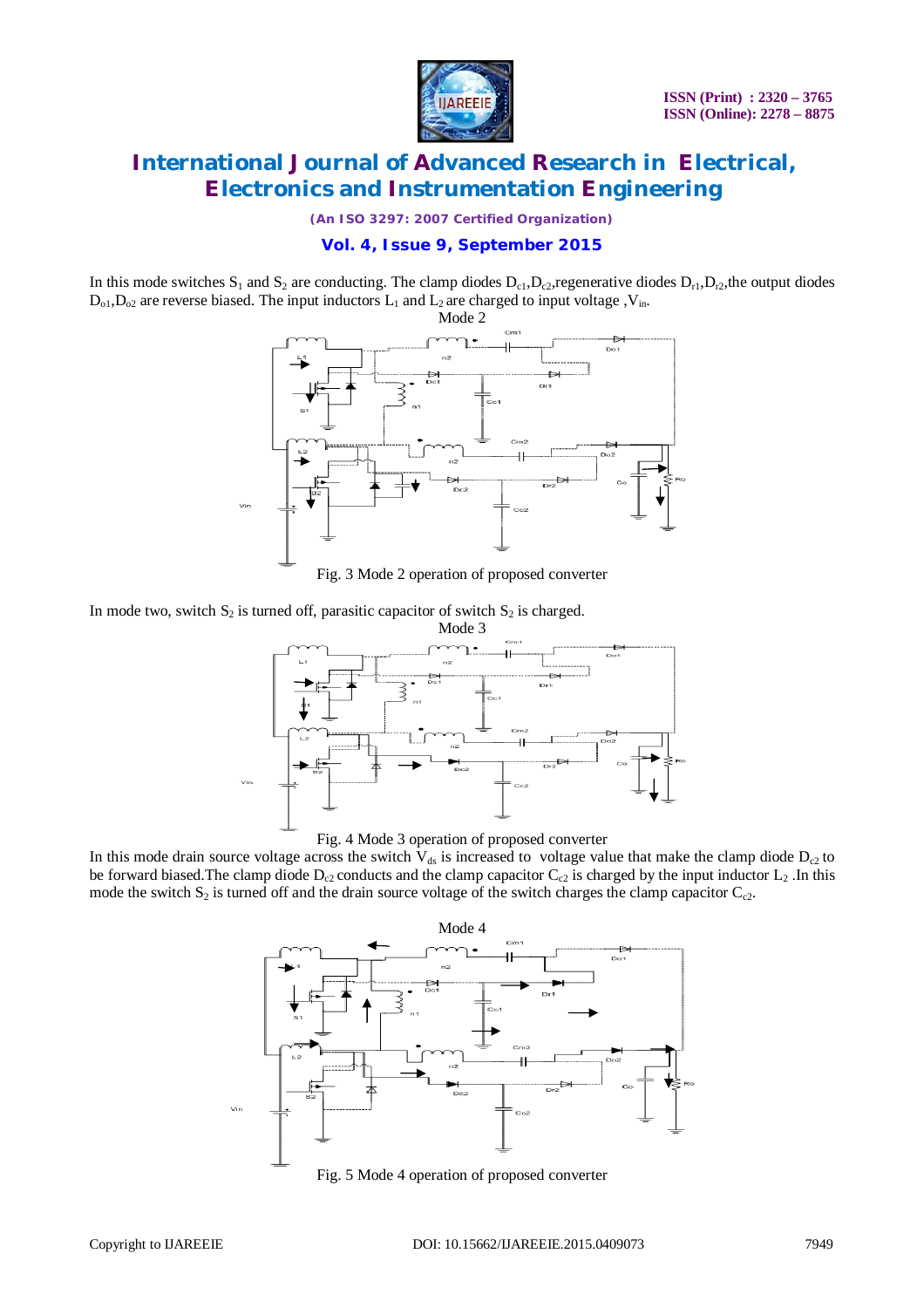In this mode switches $S_1$ and $S_2$ are conducting. The clamp diodes $D_{c1}$,$D_{c2}$,regenerative diodes $D_{r1}$,$D_{r2}$,the output diodes $D_{o1}$,$D_{o2}$ are reverse biased. The input inductors $L_1$ and $L_2$ are charged to input voltage ,$V_{in}$.

Mode 2

Fig. 3 Mode 2 operation of proposed converter

In mode two, switch $S_2$ is turned off, parasitic capacitor of switch $S_2$ is charged.

Mode 3

Fig. 4 Mode 3 operation of proposed converter

In this mode drain source voltage across the switch $V_{ds}$ is increased to voltage value that make the clamp diode $D_{c2}$ to be forward biased.The clamp diode $D_{c2}$ conducts and the clamp capacitor $C_{c2}$ is charged by the input inductor $L_2$ .In this mode the switch $S_2$ is turned off and the drain source voltage of the switch charges the clamp capacitor $C_{c2}$.

Mode 4

Fig. 5 Mode 4 operation of proposed converter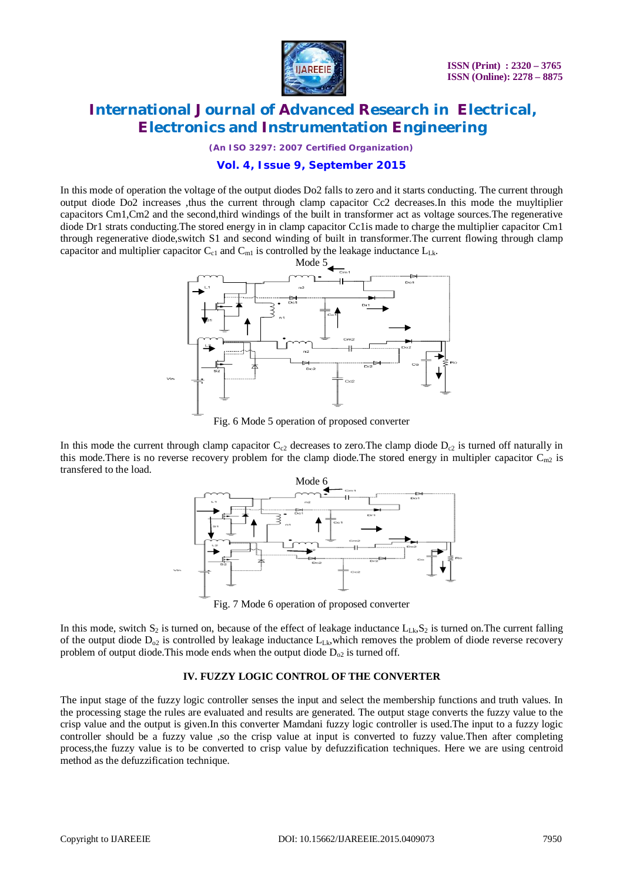In this mode of operation the voltage of the output diodes Do2 falls to zero and it starts conducting. The current through output diode Do2 increases ,thus the current through clamp capacitor Cc2 decreases.In this mode the muyltiplier capacitors Cm1,Cm2 and the second,third windings of the built in transformer act as voltage sources.The regenerative diode Dr1 strats conducting.The stored energy in in clamp capacitor Cc1is made to charge the multiplier capacitor Cm1 through regenerative diode,switch S1 and second winding of built in transformer.The current flowing through clamp capacitor and multiplier capacitor $C_{c1}$ and $C_{m1}$ is controlled by the leakage inductance $L_{Lk}$.

Mode 5

Fig. 6 Mode 5 operation of proposed converter

In this mode the current through clamp capacitor $C_{c2}$ decreases to zero.The clamp diode $D_{c2}$ is turned off naturally in this mode.There is no reverse recovery problem for the clamp diode.The stored energy in multipler capacitor $C_{m2}$ is transfered to the load.

Mode 6

Fig. 7 Mode 6 operation of proposed converter

In this mode, switch $S_2$ is turned on, because of the effect of leakage inductance $L_{Lk}$,$S_2$ is turned on.The current falling of the output diode $D_{o2}$ is controlled by leakage inductance $L_{Lk}$,which removes the problem of diode reverse recovery problem of output diode.This mode ends when the output diode $D_{o2}$ is turned off.

## IV. FUZZY LOGIC CONTROL OF THE CONVERTER

The input stage of the fuzzy logic controller senses the input and select the membership functions and truth values. In the processing stage the rules are evaluated and results are generated. The output stage converts the fuzzy value to the crisp value and the output is given.In this converter Mamdani fuzzy logic controller is used.The input to a fuzzy logic controller should be a fuzzy value ,so the crisp value at input is converted to fuzzy value.Then after completing process,the fuzzy value is to be converted to crisp value by defuzzification techniques. Here we are using centroid method as the defuzzification technique.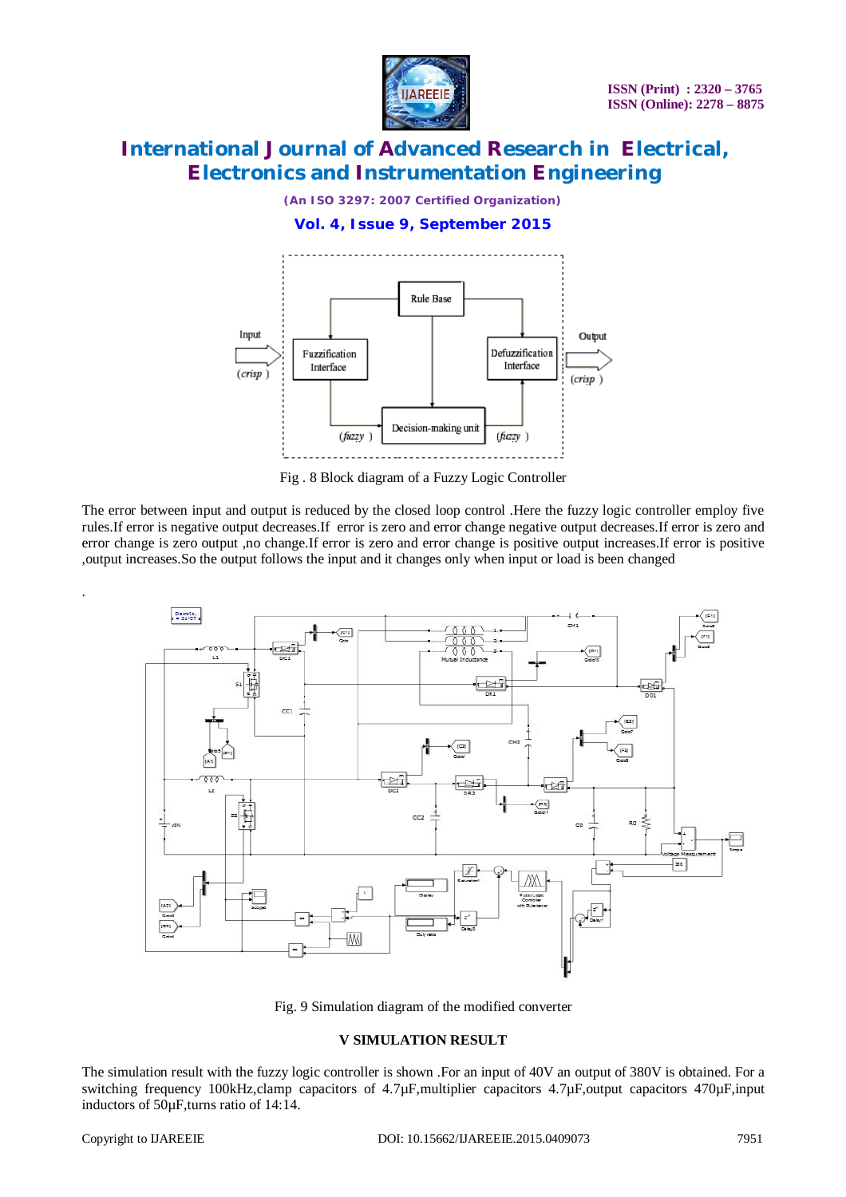Fig . 8 Block diagram of a Fuzzy Logic Controller

The error between input and output is reduced by the closed loop control .Here the fuzzy logic controller employ five rules.If error is negative output decreases.If error is zero and error change negative output decreases.If error is zero and error change is zero output ,no change.If error is zero and error change is positive output increases.If error is positive ,output increases.So the output follows the input and it changes only when input or load is been changed

.

Fig. 9 Simulation diagram of the modified converter

### V SIMULATION RESULT

The simulation result with the fuzzy logic controller is shown .For an input of 40V an output of 380V is obtained. For a switching frequency 100kHz,clamp capacitors of 4.7μF,multiplier capacitors 4.7μF,output capacitors 470μF,input inductors of 50μF,turns ratio of 14:14.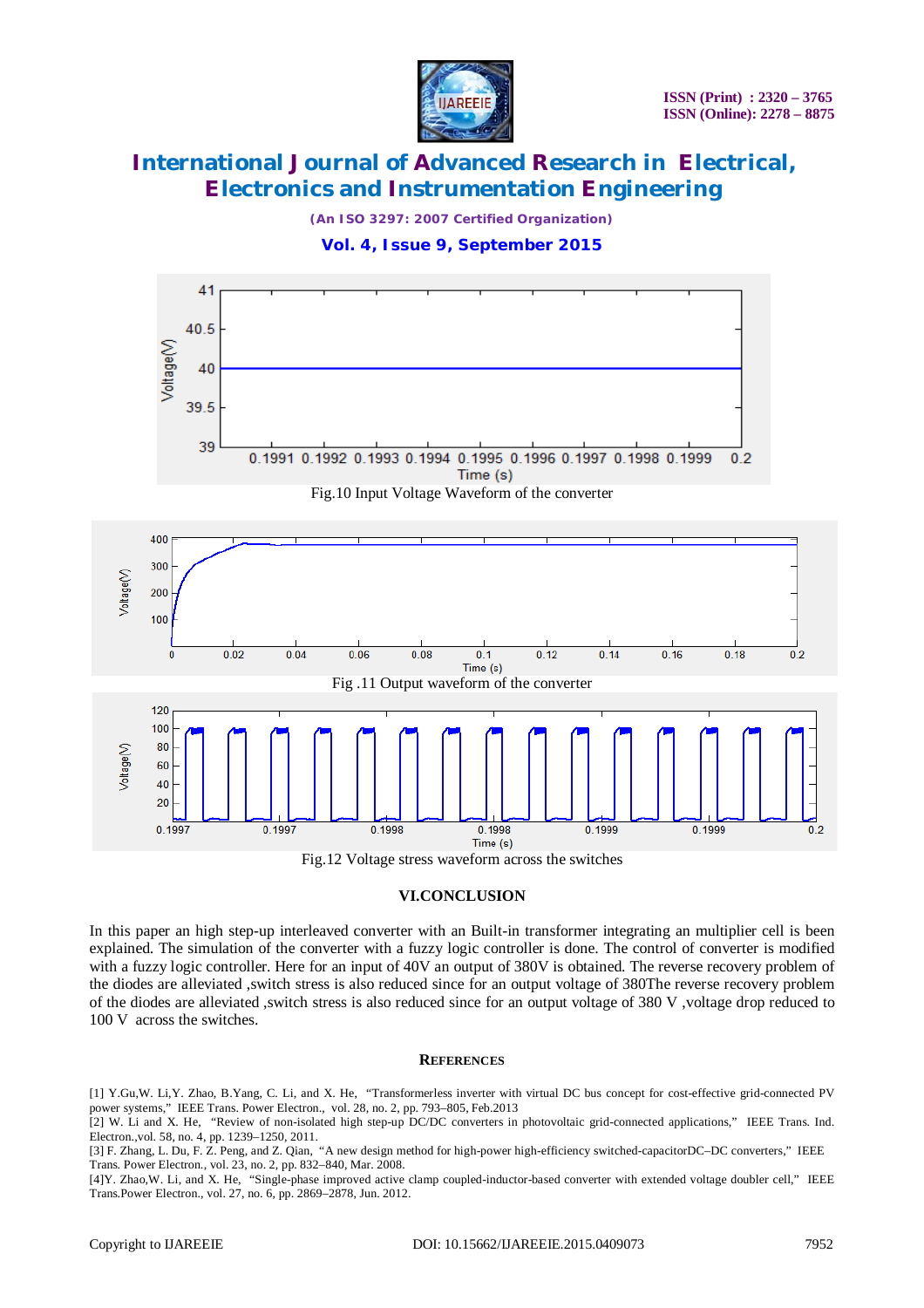41
40.5
40
39.5
39
Voltage(V)
0.1991 0.1992 0.1993 0.1994 0.1995 0.1996 0.1997 0.1998 0.1999 0.2
Time (s)

Fig.10 Input Voltage Waveform of the converter

400
300
200
100
Voltage(V)
0 0.02 0.04 0.06 0.08 0.1 0.12 0.14 0.16 0.18 0.2
Time (s)

Fig .11 Output waveform of the converter

120
100
80
60
40
20
Voltage(V)
0.1997 0.1997 0.1998 0.1998 0.1999 0.1999 0.2
Time (s)

Fig.12 Voltage stress waveform across the switches

## VI.CONCLUSION

In this paper an high step-up interleaved converter with an Built-in transformer integrating an multiplier cell is been explained. The simulation of the converter with a fuzzy logic controller is done. The control of converter is modified with a fuzzy logic controller. Here for an input of 40V an output of 380V is obtained. The reverse recovery problem of the diodes are alleviated ,switch stress is also reduced since for an output voltage of 380The reverse recovery problem of the diodes are alleviated ,switch stress is also reduced since for an output voltage of 380 V ,voltage drop reduced to 100 V across the switches.

## REFERENCES

[1] Y.Gu,W. Li,Y. Zhao, B.Yang, C. Li, and X. He, "Transformerless inverter with virtual DC bus concept for cost-effective grid-connected PV power systems," IEEE Trans. Power Electron., vol. 28, no. 2, pp. 793–805, Feb.2013

[2] W. Li and X. He, "Review of non-isolated high step-up DC/DC converters in photovoltaic grid-connected applications," IEEE Trans. Ind. Electron.,vol. 58, no. 4, pp. 1239–1250, 2011.

[3] F. Zhang, L. Du, F. Z. Peng, and Z. Qian, "A new design method for high-power high-efficiency switched-capacitorDC–DC converters," IEEE Trans. Power Electron., vol. 23, no. 2, pp. 832–840, Mar. 2008.

[4]Y. Zhao,W. Li, and X. He, "Single-phase improved active clamp coupled-inductor-based converter with extended voltage doubler cell," IEEE Trans.Power Electron., vol. 27, no. 6, pp. 2869–2878, Jun. 2012.